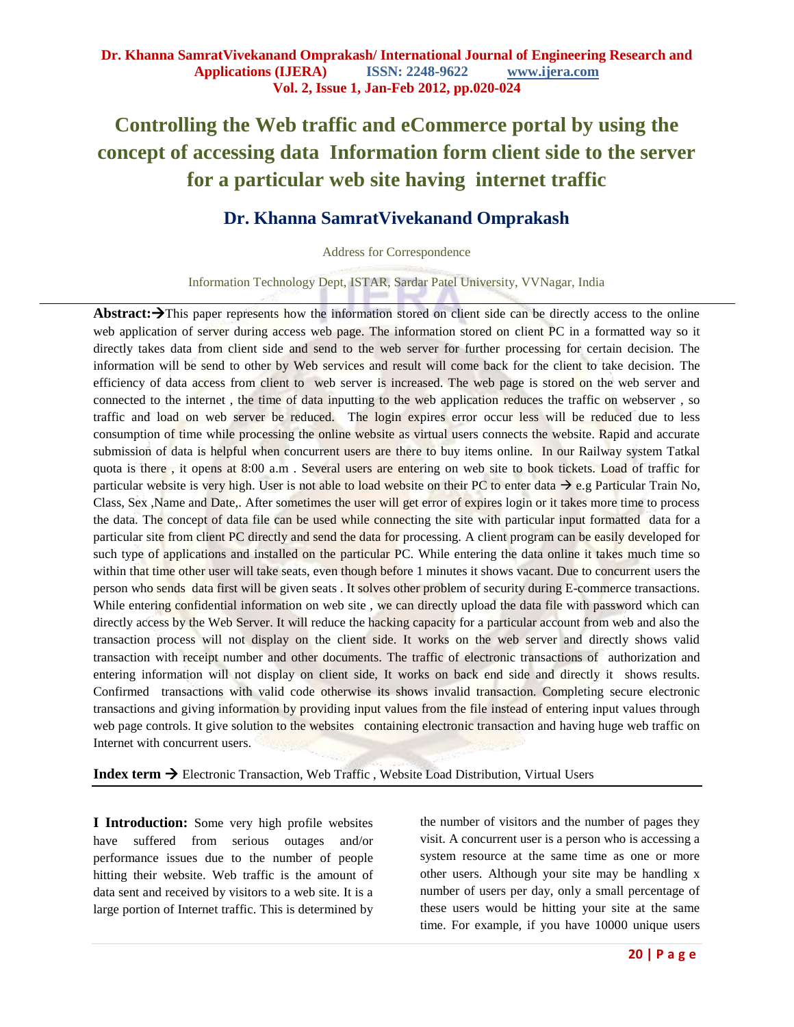# Controlling the Web traffic and eCommerce portal by using the concept of accessing data Information form client side to the server for a particular web site having internet traffic

## Dr. Khanna SamratVivekanand Omprakash

Address for Correspondence

Information Technology Dept, ISTAR, Sardar Patel University, VVNagar, India

**Abstract:**→This paper represents how the information stored on client side can be directly access to the online web application of server during access web page. The information stored on client PC in a formatted way so it directly takes data from client side and send to the web server for further processing for certain decision. The information will be send to other by Web services and result will come back for the client to take decision. The efficiency of data access from client to web server is increased. The web page is stored on the web server and connected to the internet , the time of data inputting to the web application reduces the traffic on webserver , so traffic and load on web server be reduced. The login expires error occur less will be reduced due to less consumption of time while processing the online website as virtual users connects the website. Rapid and accurate submission of data is helpful when concurrent users are there to buy items online. In our Railway system Tatkal quota is there , it opens at 8:00 a.m . Several users are entering on web site to book tickets. Load of traffic for particular website is very high. User is not able to load website on their PC to enter data → e.g Particular Train No, Class, Sex ,Name and Date,. After sometimes the user will get error of expires login or it takes more time to process the data. The concept of data file can be used while connecting the site with particular input formatted data for a particular site from client PC directly and send the data for processing. A client program can be easily developed for such type of applications and installed on the particular PC. While entering the data online it takes much time so within that time other user will take seats, even though before 1 minutes it shows vacant. Due to concurrent users the person who sends data first will be given seats . It solves other problem of security during E-commerce transactions. While entering confidential information on web site , we can directly upload the data file with password which can directly access by the Web Server. It will reduce the hacking capacity for a particular account from web and also the transaction process will not display on the client side. It works on the web server and directly shows valid transaction with receipt number and other documents. The traffic of electronic transactions of authorization and entering information will not display on client side, It works on back end side and directly it shows results. Confirmed transactions with valid code otherwise its shows invalid transaction. Completing secure electronic transactions and giving information by providing input values from the file instead of entering input values through web page controls. It give solution to the websites containing electronic transaction and having huge web traffic on Internet with concurrent users.

**Index term** → Electronic Transaction, Web Traffic , Website Load Distribution, Virtual Users

**I Introduction:** Some very high profile websites have suffered from serious outages and/or performance issues due to the number of people hitting their website. Web traffic is the amount of data sent and received by visitors to a web site. It is a large portion of Internet traffic. This is determined by the number of visitors and the number of pages they visit. A concurrent user is a person who is accessing a system resource at the same time as one or more other users. Although your site may be handling x number of users per day, only a small percentage of these users would be hitting your site at the same time. For example, if you have 10000 unique users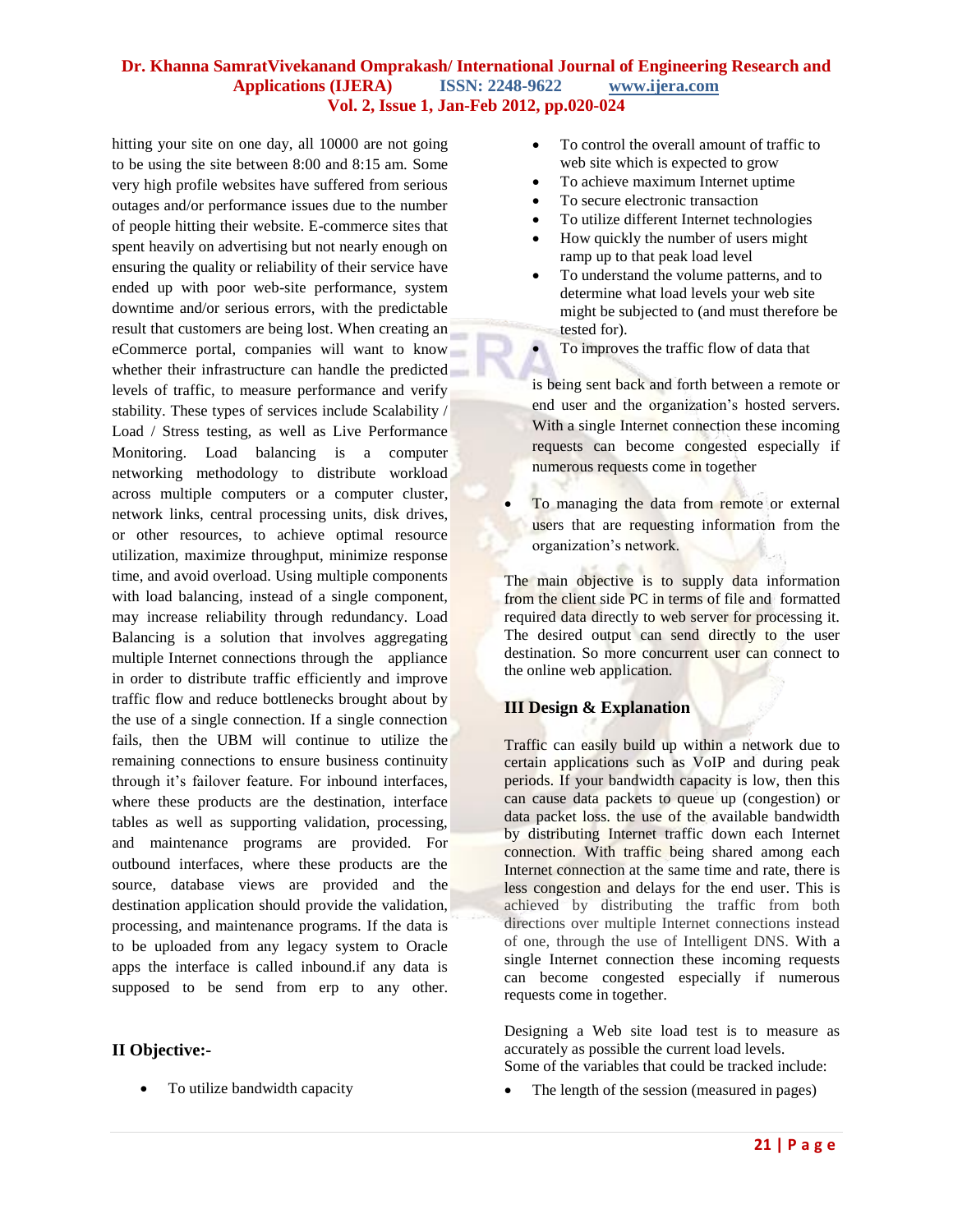hitting your site on one day, all 10000 are not going to be using the site between 8:00 and 8:15 am. Some very high profile websites have suffered from serious outages and/or performance issues due to the number of people hitting their website. E-commerce sites that spent heavily on advertising but not nearly enough on ensuring the quality or reliability of their service have ended up with poor web-site performance, system downtime and/or serious errors, with the predictable result that customers are being lost. When creating an eCommerce portal, companies will want to know whether their infrastructure can handle the predicted levels of traffic, to measure performance and verify stability. These types of services include Scalability / Load / Stress testing, as well as Live Performance Monitoring. Load balancing is a computer networking methodology to distribute workload across multiple computers or a computer cluster, network links, central processing units, disk drives, or other resources, to achieve optimal resource utilization, maximize throughput, minimize response time, and avoid overload. Using multiple components with load balancing, instead of a single component, may increase reliability through redundancy. Load Balancing is a solution that involves aggregating multiple Internet connections through the appliance in order to distribute traffic efficiently and improve traffic flow and reduce bottlenecks brought about by the use of a single connection. If a single connection fails, then the UBM will continue to utilize the remaining connections to ensure business continuity through it's failover feature. For inbound interfaces, where these products are the destination, interface tables as well as supporting validation, processing, and maintenance programs are provided. For outbound interfaces, where these products are the source, database views are provided and the destination application should provide the validation, processing, and maintenance programs. If the data is to be uploaded from any legacy system to Oracle apps the interface is called inbound.if any data is supposed to be send from erp to any other.

## II Objective:-

- To utilize bandwidth capacity
- To control the overall amount of traffic to web site which is expected to grow
- To achieve maximum Internet uptime
- To secure electronic transaction
- To utilize different Internet technologies
- How quickly the number of users might ramp up to that peak load level
- To understand the volume patterns, and to determine what load levels your web site might be subjected to (and must therefore be tested for).
- To improves the traffic flow of data that is being sent back and forth between a remote or end user and the organization's hosted servers. With a single Internet connection these incoming requests can become congested especially if numerous requests come in together
- To managing the data from remote or external users that are requesting information from the organization's network.

The main objective is to supply data information from the client side PC in terms of file and formatted required data directly to web server for processing it. The desired output can send directly to the user destination. So more concurrent user can connect to the online web application.

## III Design & Explanation

Traffic can easily build up within a network due to certain applications such as VoIP and during peak periods. If your bandwidth capacity is low, then this can cause data packets to queue up (congestion) or data packet loss. the use of the available bandwidth by distributing Internet traffic down each Internet connection. With traffic being shared among each Internet connection at the same time and rate, there is less congestion and delays for the end user. This is achieved by distributing the traffic from both directions over multiple Internet connections instead of one, through the use of Intelligent DNS. With a single Internet connection these incoming requests can become congested especially if numerous requests come in together.

Designing a Web site load test is to measure as accurately as possible the current load levels.
Some of the variables that could be tracked include:

- The length of the session (measured in pages)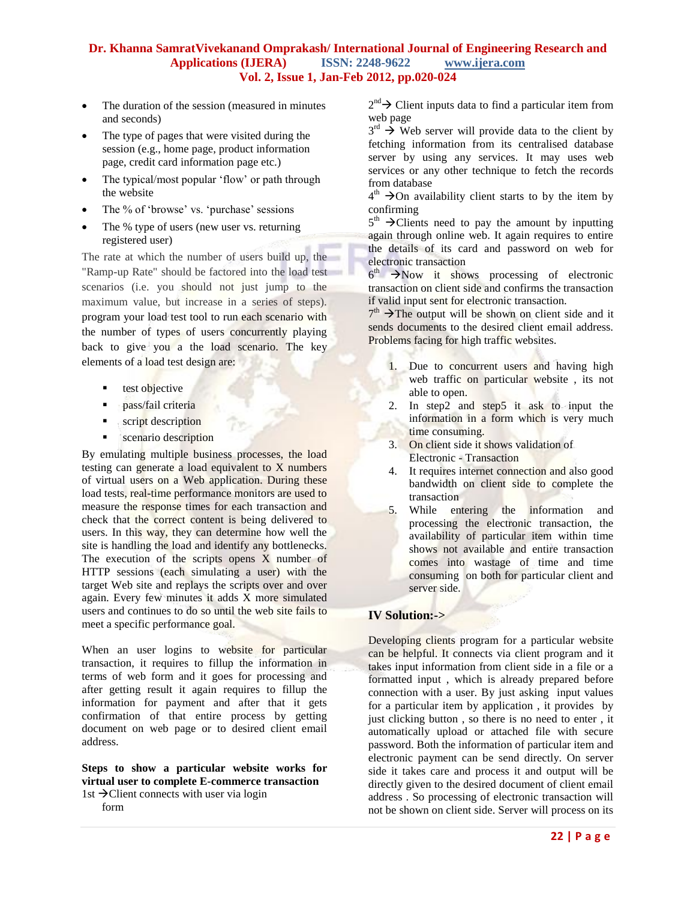- The duration of the session (measured in minutes and seconds)
- The type of pages that were visited during the session (e.g., home page, product information page, credit card information page etc.)
- The typical/most popular 'flow' or path through the website
- The % of 'browse' vs. 'purchase' sessions
- The % type of users (new user vs. returning registered user)

The rate at which the number of users build up, the "Ramp-up Rate" should be factored into the load test scenarios (i.e. you should not just jump to the maximum value, but increase in a series of steps). program your load test tool to run each scenario with the number of types of users concurrently playing back to give you a the load scenario. The key elements of a load test design are:

- test objective
- pass/fail criteria
- script description
- scenario description

By emulating multiple business processes, the load testing can generate a load equivalent to X numbers of virtual users on a Web application. During these load tests, real-time performance monitors are used to measure the response times for each transaction and check that the correct content is being delivered to users. In this way, they can determine how well the site is handling the load and identify any bottlenecks. The execution of the scripts opens X number of HTTP sessions (each simulating a user) with the target Web site and replays the scripts over and over again. Every few minutes it adds X more simulated users and continues to do so until the web site fails to meet a specific performance goal.

When an user logins to website for particular transaction, it requires to fillup the information in terms of web form and it goes for processing and after getting result it again requires to fillup the information for payment and after that it gets confirmation of that entire process by getting document on web page or to desired client email address.

**Steps to show a particular website works for virtual user to complete E-commerce transaction**

1st →Client connects with user via login form

2nd → Client inputs data to find a particular item from web page

3rd → Web server will provide data to the client by fetching information from its centralised database server by using any services. It may uses web services or any other technique to fetch the records from database

4th →On availability client starts to by the item by confirming

5th →Clients need to pay the amount by inputting again through online web. It again requires to entire the details of its card and password on web for electronic transaction

6th →Now it shows processing of electronic transaction on client side and confirms the transaction if valid input sent for electronic transaction.

7th →The output will be shown on client side and it sends documents to the desired client email address.

Problems facing for high traffic websites.

1. Due to concurrent users and having high web traffic on particular website , its not able to open.
2. In step2 and step5 it ask to input the information in a form which is very much time consuming.
3. On client side it shows validation of Electronic - Transaction
4. It requires internet connection and also good bandwidth on client side to complete the transaction
5. While entering the information and processing the electronic transaction, the availability of particular item within time shows not available and entire transaction comes into wastage of time and time consuming on both for particular client and server side.

## IV Solution:->

Developing clients program for a particular website can be helpful. It connects via client program and it takes input information from client side in a file or a formatted input , which is already prepared before connection with a user. By just asking input values for a particular item by application , it provides by just clicking button , so there is no need to enter , it automatically upload or attached file with secure password. Both the information of particular item and electronic payment can be send directly. On server side it takes care and process it and output will be directly given to the desired document of client email address . So processing of electronic transaction will not be shown on client side. Server will process on its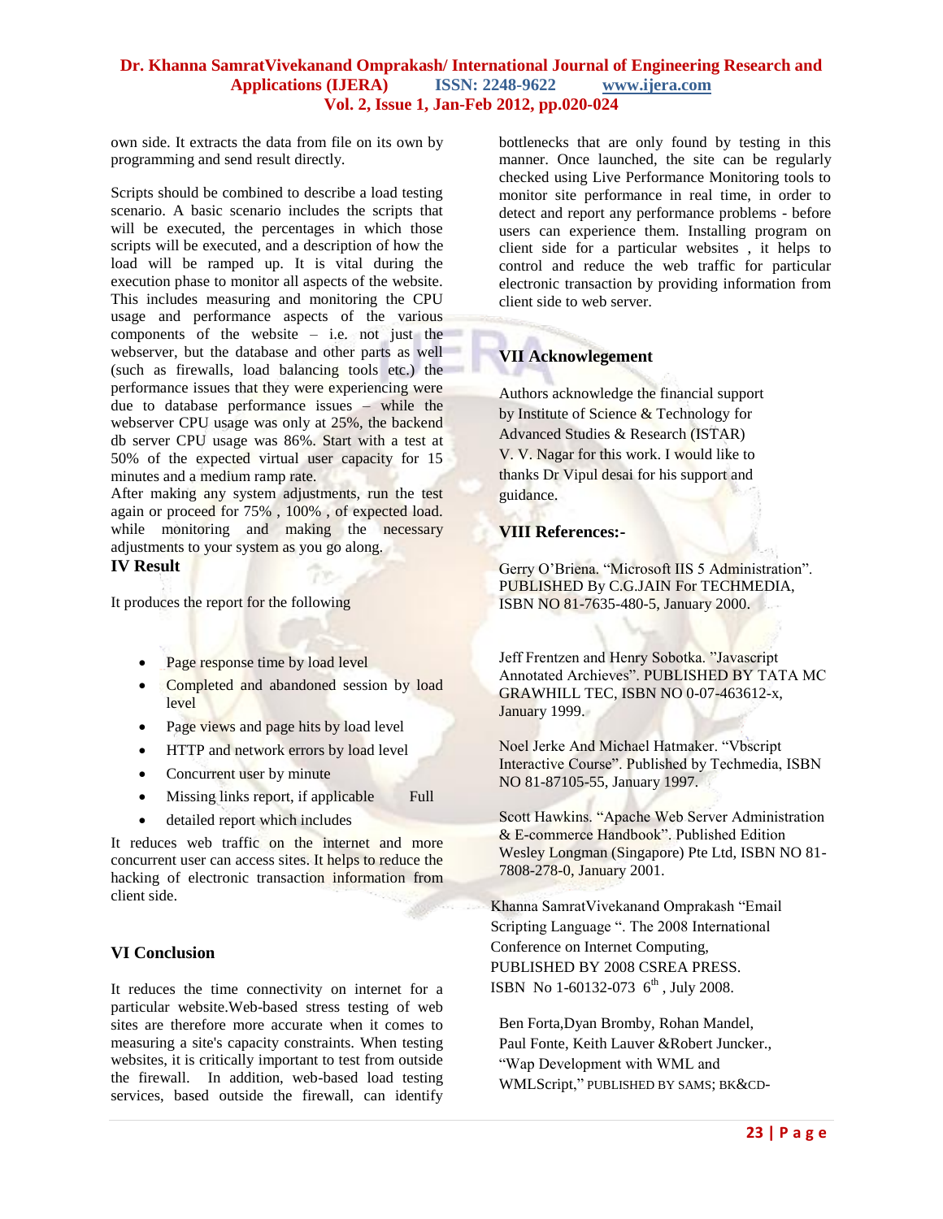own side. It extracts the data from file on its own by programming and send result directly.

Scripts should be combined to describe a load testing scenario. A basic scenario includes the scripts that will be executed, the percentages in which those scripts will be executed, and a description of how the load will be ramped up. It is vital during the execution phase to monitor all aspects of the website. This includes measuring and monitoring the CPU usage and performance aspects of the various components of the website – i.e. not just the webserver, but the database and other parts as well (such as firewalls, load balancing tools etc.) the performance issues that they were experiencing were due to database performance issues – while the webserver CPU usage was only at 25%, the backend db server CPU usage was 86%. Start with a test at 50% of the expected virtual user capacity for 15 minutes and a medium ramp rate.
After making any system adjustments, run the test again or proceed for 75% , 100% , of expected load. while monitoring and making the necessary adjustments to your system as you go along.

## IV Result

It produces the report for the following

- Page response time by load level
- Completed and abandoned session by load level
- Page views and page hits by load level
- HTTP and network errors by load level
- Concurrent user by minute
- Missing links report, if applicable Full
- detailed report which includes

It reduces web traffic on the internet and more concurrent user can access sites. It helps to reduce the hacking of electronic transaction information from client side.

## VI Conclusion

It reduces the time connectivity on internet for a particular website.Web-based stress testing of web sites are therefore more accurate when it comes to measuring a site's capacity constraints. When testing websites, it is critically important to test from outside the firewall. In addition, web-based load testing services, based outside the firewall, can identify bottlenecks that are only found by testing in this manner. Once launched, the site can be regularly checked using Live Performance Monitoring tools to monitor site performance in real time, in order to detect and report any performance problems - before users can experience them. Installing program on client side for a particular websites , it helps to control and reduce the web traffic for particular electronic transaction by providing information from client side to web server.

## VII Acknowlegement

Authors acknowledge the financial support by Institute of Science & Technology for Advanced Studies & Research (ISTAR) V. V. Nagar for this work. I would like to thanks Dr Vipul desai for his support and guidance.

## VIII References:-

Gerry O'Briena. "Microsoft IIS 5 Administration". PUBLISHED By C.G.JAIN For TECHMEDIA, ISBN NO 81-7635-480-5, January 2000.

Jeff Frentzen and Henry Sobotka. "Javascript Annotated Archieves". PUBLISHED BY TATA MC GRAWHILL TEC, ISBN NO 0-07-463612-x, January 1999.

Noel Jerke And Michael Hatmaker. "Vbscript Interactive Course". Published by Techmedia, ISBN NO 81-87105-55, January 1997.

Scott Hawkins. "Apache Web Server Administration & E-commerce Handbook". Published Edition Wesley Longman (Singapore) Pte Ltd, ISBN NO 81-7808-278-0, January 2001.

Khanna SamratVivekanand Omprakash "Email Scripting Language ". The 2008 International Conference on Internet Computing, PUBLISHED BY 2008 CSREA PRESS. ISBN No 1-60132-073 6th , July 2008.

Ben Forta,Dyan Bromby, Rohan Mandel, Paul Fonte, Keith Lauver &Robert Juncker., "Wap Development with WML and WMLScript," PUBLISHED BY SAMS; BK&CD-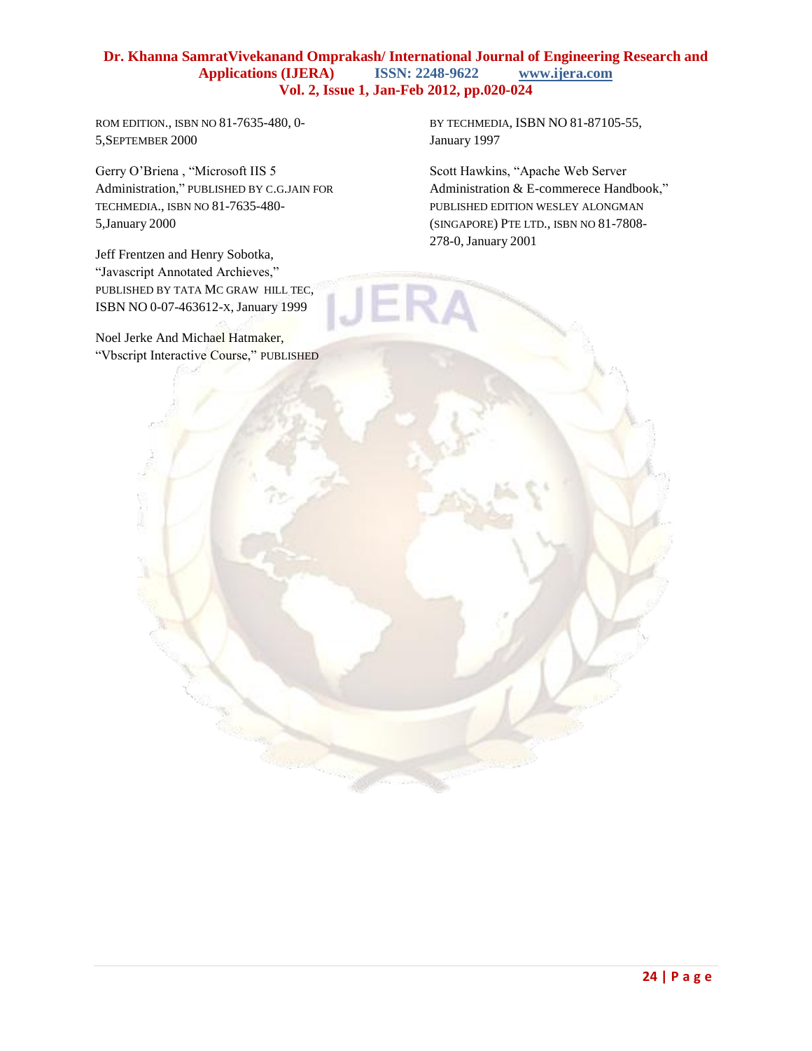ROM EDITION., ISBN NO 81-7635-480, 0-5,SEPTEMBER 2000

Gerry O'Briena , "Microsoft IIS 5 Administration," PUBLISHED BY C.G.JAIN FOR TECHMEDIA., ISBN NO 81-7635-480-5,January 2000

Jeff Frentzen and Henry Sobotka, "Javascript Annotated Archieves," PUBLISHED BY TATA MC GRAW HILL TEC, ISBN NO 0-07-463612-X, January 1999

Noel Jerke And Michael Hatmaker, "Vbscript Interactive Course," PUBLISHED BY TECHMEDIA, ISBN NO 81-87105-55, January 1997

Scott Hawkins, "Apache Web Server Administration & E-commerece Handbook," PUBLISHED EDITION WESLEY ALONGMAN (SINGAPORE) PTE LTD., ISBN NO 81-7808-278-0, January 2001